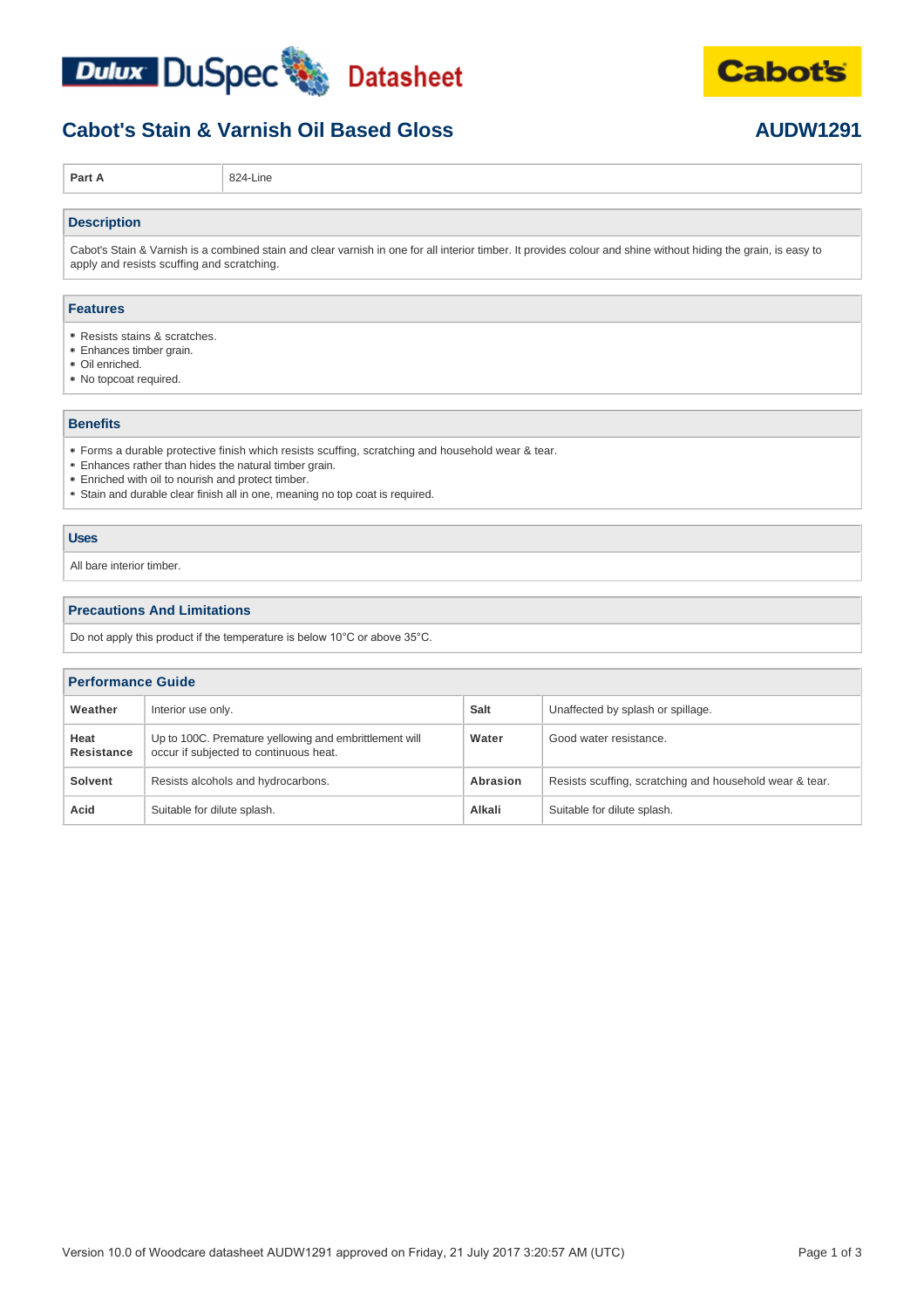Dulux DuSpec Datasheet

Cabot's

# Cabot's Stain & Varnish Oil Based Gloss

**AUDW1291**

| **Part A** | 824-Line |
|---|---|

## Description

Cabot's Stain & Varnish is a combined stain and clear varnish in one for all interior timber. It provides colour and shine without hiding the grain, is easy to apply and resists scuffing and scratching.

## Features

- Resists stains & scratches.
- Enhances timber grain.
- Oil enriched.
- No topcoat required.

## Benefits

- Forms a durable protective finish which resists scuffing, scratching and household wear & tear.
- Enhances rather than hides the natural timber grain.
- Enriched with oil to nourish and protect timber.
- Stain and durable clear finish all in one, meaning no top coat is required.

## Uses

All bare interior timber.

## Precautions And Limitations

Do not apply this product if the temperature is below 10°C or above 35°C.

## Performance Guide

| | | | |
|---|---|---|---|
| **Weather** | Interior use only. | **Salt** | Unaffected by splash or spillage. |
| **Heat Resistance** | Up to 100C. Premature yellowing and embrittlement will occur if subjected to continuous heat. | **Water** | Good water resistance. |
| **Solvent** | Resists alcohols and hydrocarbons. | **Abrasion** | Resists scuffing, scratching and household wear & tear. |
| **Acid** | Suitable for dilute splash. | **Alkali** | Suitable for dilute splash. |

Version 10.0 of Woodcare datasheet AUDW1291 approved on Friday, 21 July 2017 3:20:57 AM (UTC)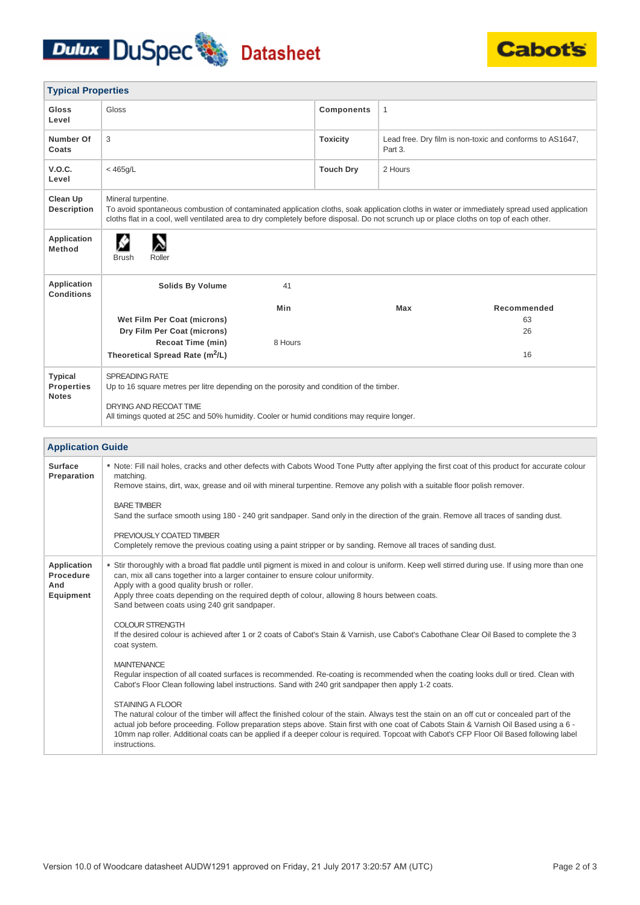## Typical Properties

| | | | |
|---|---|---|---|
| **Gloss Level** | Gloss | **Components** | 1 |
| **Number Of Coats** | 3 | **Toxicity** | Lead free. Dry film is non-toxic and conforms to AS1647, Part 3. |
| **V.O.C. Level** | < 465g/L | **Touch Dry** | 2 Hours |

**Clean Up Description**

Mineral turpentine.
To avoid spontaneous combustion of contaminated application cloths, soak application cloths in water or immediately spread used application cloths flat in a cool, well ventilated area to dry completely before disposal. Do not scrunch up or place cloths on top of each other.

**Application Method**

Brush, Roller

**Application Conditions**

| | Min | Max | Recommended |
|---|---|---|---|
| **Solids By Volume** | 41 | | |
| **Wet Film Per Coat (microns)** | | | 63 |
| **Dry Film Per Coat (microns)** | | | 26 |
| **Recoat Time (min)** | 8 Hours | | |
| **Theoretical Spread Rate ($m^2$/L)** | | | 16 |

**Typical Properties Notes**

SPREADING RATE
Up to 16 square metres per litre depending on the porosity and condition of the timber.

DRYING AND RECOAT TIME
All timings quoted at 25C and 50% humidity. Cooler or humid conditions may require longer.

## Application Guide

**Surface Preparation**

- Note: Fill nail holes, cracks and other defects with Cabots Wood Tone Putty after applying the first coat of this product for accurate colour matching.
  Remove stains, dirt, wax, grease and oil with mineral turpentine. Remove any polish with a suitable floor polish remover.

  BARE TIMBER
  Sand the surface smooth using 180 - 240 grit sandpaper. Sand only in the direction of the grain. Remove all traces of sanding dust.

  PREVIOUSLY COATED TIMBER
  Completely remove the previous coating using a paint stripper or by sanding. Remove all traces of sanding dust.

**Application Procedure And Equipment**

- Stir thoroughly with a broad flat paddle until pigment is mixed in and colour is uniform. Keep well stirred during use. If using more than one can, mix all cans together into a larger container to ensure colour uniformity.
  Apply with a good quality brush or roller.
  Apply three coats depending on the required depth of colour, allowing 8 hours between coats.
  Sand between coats using 240 grit sandpaper.

  COLOUR STRENGTH
  If the desired colour is achieved after 1 or 2 coats of Cabot's Stain & Varnish, use Cabot's Cabothane Clear Oil Based to complete the 3 coat system.

  MAINTENANCE
  Regular inspection of all coated surfaces is recommended. Re-coating is recommended when the coating looks dull or tired. Clean with Cabot's Floor Clean following label instructions. Sand with 240 grit sandpaper then apply 1-2 coats.

  STAINING A FLOOR
  The natural colour of the timber will affect the finished colour of the stain. Always test the stain on an off cut or concealed part of the actual job before proceeding. Follow preparation steps above. Stain first with one coat of Cabots Stain & Varnish Oil Based using a 6 - 10mm nap roller. Additional coats can be applied if a deeper colour is required. Topcoat with Cabot's CFP Floor Oil Based following label instructions.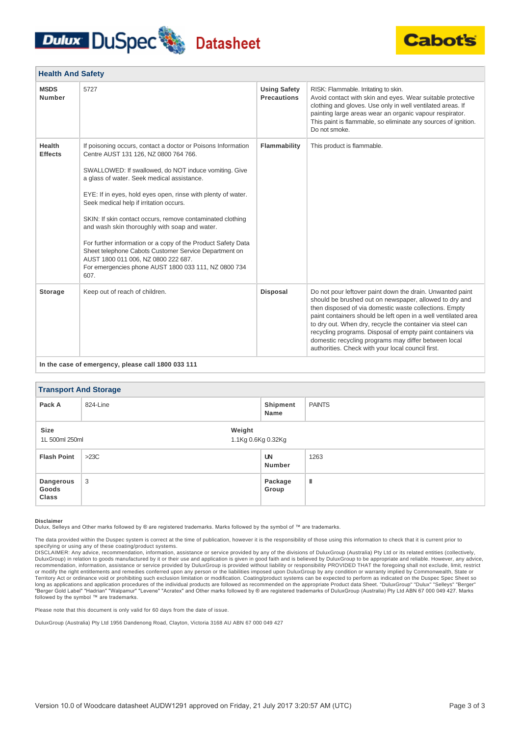## Health And Safety

| | | | |
|---|---|---|---|
| **MSDS Number** | 5727 | **Using Safety Precautions** | RISK: Flammable. Irritating to skin.<br>Avoid contact with skin and eyes. Wear suitable protective clothing and gloves. Use only in well ventilated areas. If painting large areas wear an organic vapour respirator. This paint is flammable, so eliminate any sources of ignition. Do not smoke. |
| **Health Effects** | If poisoning occurs, contact a doctor or Poisons Information Centre AUST 131 126, NZ 0800 764 766.<br><br>SWALLOWED: If swallowed, do NOT induce vomiting. Give a glass of water. Seek medical assistance.<br><br>EYE: If in eyes, hold eyes open, rinse with plenty of water. Seek medical help if irritation occurs.<br><br>SKIN: If skin contact occurs, remove contaminated clothing and wash skin thoroughly with soap and water.<br><br>For further information or a copy of the Product Safety Data Sheet telephone Cabots Customer Service Department on AUST 1800 011 006, NZ 0800 222 687.<br>For emergencies phone AUST 1800 033 111, NZ 0800 734 607. | **Flammability** | This product is flammable. |
| **Storage** | Keep out of reach of children. | **Disposal** | Do not pour leftover paint down the drain. Unwanted paint should be brushed out on newspaper, allowed to dry and then disposed of via domestic waste collections. Empty paint containers should be left open in a well ventilated area to dry out. When dry, recycle the container via steel can recycling programs. Disposal of empty paint containers via domestic recycling programs may differ between local authorities. Check with your local council first. |

**In the case of emergency, please call 1800 033 111**

## Transport And Storage

| | | | |
|---|---|---|---|
| **Pack A** | 824-Line | **Shipment Name** | PAINTS |
| **Size**<br>1L 500ml 250ml | | **Weight**<br>1.1Kg 0.6Kg 0.32Kg | |
| **Flash Point** | >23C | **UN Number** | 1263 |
| **Dangerous Goods Class** | 3 | **Package Group** | III |

**Disclaimer**
Dulux, Selleys and Other marks followed by ® are registered trademarks. Marks followed by the symbol of ™ are trademarks.

The data provided within the Duspec system is correct at the time of publication, however it is the responsibility of those using this information to check that it is current prior to specifying or using any of these coating/product systems.
DISCLAIMER: Any advice, recommendation, information, assistance or service provided by any of the divisions of DuluxGroup (Australia) Pty Ltd or its related entities (collectively, DuluxGroup) in relation to goods manufactured by it or their use and application is given in good faith and is believed by DuluxGroup to be appropriate and reliable. However, any advice, recommendation, information, assistance or service provided by DuluxGroup is provided without liability or responsibility PROVIDED THAT the foregoing shall not exclude, limit, restrict or modify the right entitlements and remedies conferred upon any person or the liabilities imposed upon DuluxGroup by any condition or warranty implied by Commonwealth, State or Territory Act or ordinance void or prohibiting such exclusion limitation or modification. Coating/product systems can be expected to perform as indicated on the Duspec Spec Sheet so long as applications and application procedures of the individual products are followed as recommended on the appropriate Product data Sheet. "DuluxGroup" "Dulux" "Selleys" "Berger" "Berger Gold Label" "Hadrian" "Walpamur" "Levene" "Acratex" and Other marks followed by ® are registered trademarks of DuluxGroup (Australia) Pty Ltd ABN 67 000 049 427. Marks followed by the symbol ™ are trademarks.

Please note that this document is only valid for 60 days from the date of issue.

DuluxGroup (Australia) Pty Ltd 1956 Dandenong Road, Clayton, Victoria 3168 AU ABN 67 000 049 427

Version 10.0 of Woodcare datasheet AUDW1291 approved on Friday, 21 July 2017 3:20:57 AM (UTC)